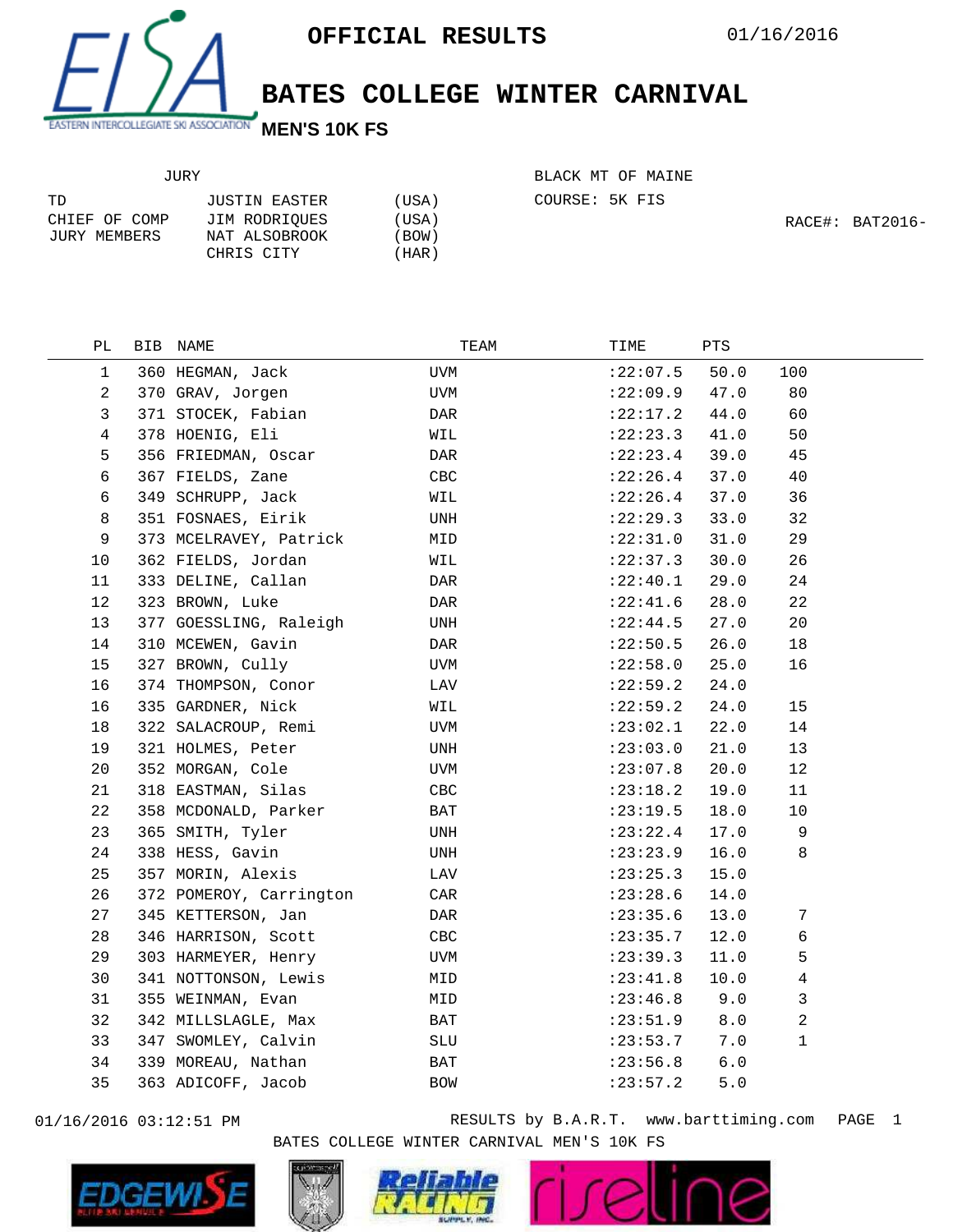# OFFICIAL RESULTS

01/16/2016

## BATES COLLEGE WINTER CARNIVAL

### MEN'S 10K FS

| JURY | | |
|---|---|---|
| TD | JUSTIN EASTER | (USA) |
| CHIEF OF COMP | JIM RODRIQUES | (USA) |
| JURY MEMBERS | NAT ALSOBROOK | (BOW) |
| | CHRIS CITY | (HAR) |

BLACK MT OF MAINE

COURSE: 5K FIS

RACE#: BAT2016-

| PL | BIB | NAME | TEAM | TIME | PTS | |
|---|---|---|---|---|---|---|
| 1 | 360 | HEGMAN, Jack | UVM | :22:07.5 | 50.0 | 100 |
| 2 | 370 | GRAV, Jorgen | UVM | :22:09.9 | 47.0 | 80 |
| 3 | 371 | STOCEK, Fabian | DAR | :22:17.2 | 44.0 | 60 |
| 4 | 378 | HOENIG, Eli | WIL | :22:23.3 | 41.0 | 50 |
| 5 | 356 | FRIEDMAN, Oscar | DAR | :22:23.4 | 39.0 | 45 |
| 6 | 367 | FIELDS, Zane | CBC | :22:26.4 | 37.0 | 40 |
| 6 | 349 | SCHRUPP, Jack | WIL | :22:26.4 | 37.0 | 36 |
| 8 | 351 | FOSNAES, Eirik | UNH | :22:29.3 | 33.0 | 32 |
| 9 | 373 | MCELRAVEY, Patrick | MID | :22:31.0 | 31.0 | 29 |
| 10 | 362 | FIELDS, Jordan | WIL | :22:37.3 | 30.0 | 26 |
| 11 | 333 | DELINE, Callan | DAR | :22:40.1 | 29.0 | 24 |
| 12 | 323 | BROWN, Luke | DAR | :22:41.6 | 28.0 | 22 |
| 13 | 377 | GOESSLING, Raleigh | UNH | :22:44.5 | 27.0 | 20 |
| 14 | 310 | MCEWEN, Gavin | DAR | :22:50.5 | 26.0 | 18 |
| 15 | 327 | BROWN, Cully | UVM | :22:58.0 | 25.0 | 16 |
| 16 | 374 | THOMPSON, Conor | LAV | :22:59.2 | 24.0 | |
| 16 | 335 | GARDNER, Nick | WIL | :22:59.2 | 24.0 | 15 |
| 18 | 322 | SALACROUP, Remi | UVM | :23:02.1 | 22.0 | 14 |
| 19 | 321 | HOLMES, Peter | UNH | :23:03.0 | 21.0 | 13 |
| 20 | 352 | MORGAN, Cole | UVM | :23:07.8 | 20.0 | 12 |
| 21 | 318 | EASTMAN, Silas | CBC | :23:18.2 | 19.0 | 11 |
| 22 | 358 | MCDONALD, Parker | BAT | :23:19.5 | 18.0 | 10 |
| 23 | 365 | SMITH, Tyler | UNH | :23:22.4 | 17.0 | 9 |
| 24 | 338 | HESS, Gavin | UNH | :23:23.9 | 16.0 | 8 |
| 25 | 357 | MORIN, Alexis | LAV | :23:25.3 | 15.0 | |
| 26 | 372 | POMEROY, Carrington | CAR | :23:28.6 | 14.0 | |
| 27 | 345 | KETTERSON, Jan | DAR | :23:35.6 | 13.0 | 7 |
| 28 | 346 | HARRISON, Scott | CBC | :23:35.7 | 12.0 | 6 |
| 29 | 303 | HARMEYER, Henry | UVM | :23:39.3 | 11.0 | 5 |
| 30 | 341 | NOTTONSON, Lewis | MID | :23:41.8 | 10.0 | 4 |
| 31 | 355 | WEINMAN, Evan | MID | :23:46.8 | 9.0 | 3 |
| 32 | 342 | MILLSLAGLE, Max | BAT | :23:51.9 | 8.0 | 2 |
| 33 | 347 | SWOMLEY, Calvin | SLU | :23:53.7 | 7.0 | 1 |
| 34 | 339 | MOREAU, Nathan | BAT | :23:56.8 | 6.0 | |
| 35 | 363 | ADICOFF, Jacob | BOW | :23:57.2 | 5.0 | |

01/16/2016 03:12:51 PM RESULTS by B.A.R.T. www.barttiming.com

BATES COLLEGE WINTER CARNIVAL MEN'S 10K FS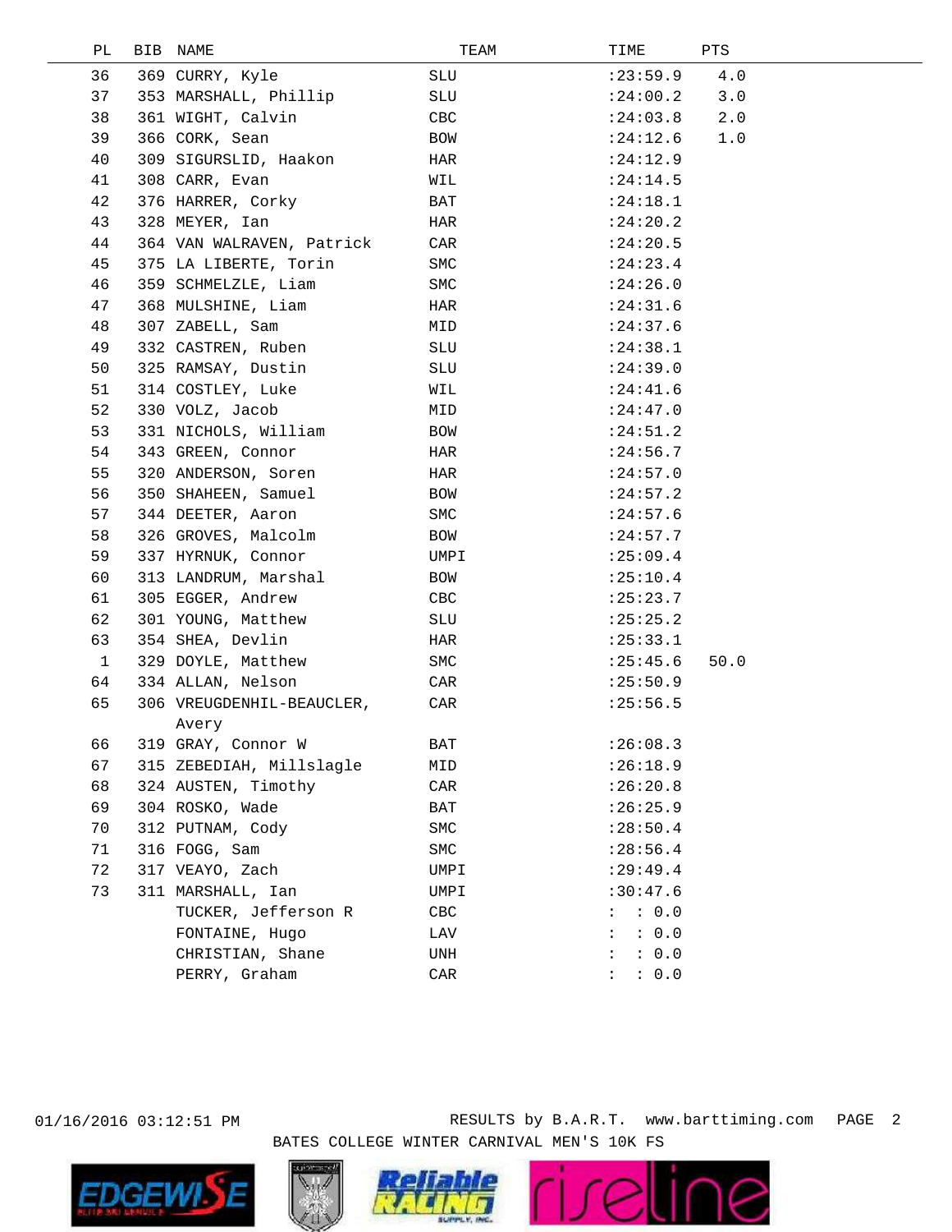| PL | BIB | NAME | TEAM | TIME | PTS |
|---|---|---|---|---|---|
| 36 | 369 | CURRY, Kyle | SLU | :23:59.9 | 4.0 |
| 37 | 353 | MARSHALL, Phillip | SLU | :24:00.2 | 3.0 |
| 38 | 361 | WIGHT, Calvin | CBC | :24:03.8 | 2.0 |
| 39 | 366 | CORK, Sean | BOW | :24:12.6 | 1.0 |
| 40 | 309 | SIGURSLID, Haakon | HAR | :24:12.9 | |
| 41 | 308 | CARR, Evan | WIL | :24:14.5 | |
| 42 | 376 | HARRER, Corky | BAT | :24:18.1 | |
| 43 | 328 | MEYER, Ian | HAR | :24:20.2 | |
| 44 | 364 | VAN WALRAVEN, Patrick | CAR | :24:20.5 | |
| 45 | 375 | LA LIBERTE, Torin | SMC | :24:23.4 | |
| 46 | 359 | SCHMELZLE, Liam | SMC | :24:26.0 | |
| 47 | 368 | MULSHINE, Liam | HAR | :24:31.6 | |
| 48 | 307 | ZABELL, Sam | MID | :24:37.6 | |
| 49 | 332 | CASTREN, Ruben | SLU | :24:38.1 | |
| 50 | 325 | RAMSAY, Dustin | SLU | :24:39.0 | |
| 51 | 314 | COSTLEY, Luke | WIL | :24:41.6 | |
| 52 | 330 | VOLZ, Jacob | MID | :24:47.0 | |
| 53 | 331 | NICHOLS, William | BOW | :24:51.2 | |
| 54 | 343 | GREEN, Connor | HAR | :24:56.7 | |
| 55 | 320 | ANDERSON, Soren | HAR | :24:57.0 | |
| 56 | 350 | SHAHEEN, Samuel | BOW | :24:57.2 | |
| 57 | 344 | DEETER, Aaron | SMC | :24:57.6 | |
| 58 | 326 | GROVES, Malcolm | BOW | :24:57.7 | |
| 59 | 337 | HYRNUK, Connor | UMPI | :25:09.4 | |
| 60 | 313 | LANDRUM, Marshal | BOW | :25:10.4 | |
| 61 | 305 | EGGER, Andrew | CBC | :25:23.7 | |
| 62 | 301 | YOUNG, Matthew | SLU | :25:25.2 | |
| 63 | 354 | SHEA, Devlin | HAR | :25:33.1 | |
| 1 | 329 | DOYLE, Matthew | SMC | :25:45.6 | 50.0 |
| 64 | 334 | ALLAN, Nelson | CAR | :25:50.9 | |
| 65 | 306 | VREUGDENHIL-BEAUCLER, Avery | CAR | :25:56.5 | |
| 66 | 319 | GRAY, Connor W | BAT | :26:08.3 | |
| 67 | 315 | ZEBEDIAH, Millslagle | MID | :26:18.9 | |
| 68 | 324 | AUSTEN, Timothy | CAR | :26:20.8 | |
| 69 | 304 | ROSKO, Wade | BAT | :26:25.9 | |
| 70 | 312 | PUTNAM, Cody | SMC | :28:50.4 | |
| 71 | 316 | FOGG, Sam | SMC | :28:56.4 | |
| 72 | 317 | VEAYO, Zach | UMPI | :29:49.4 | |
| 73 | 311 | MARSHALL, Ian | UMPI | :30:47.6 | |
| | | TUCKER, Jefferson R | CBC | : : 0.0 | |
| | | FONTAINE, Hugo | LAV | : : 0.0 | |
| | | CHRISTIAN, Shane | UNH | : : 0.0 | |
| | | PERRY, Graham | CAR | : : 0.0 | |

01/16/2016 03:12:51 PM RESULTS by B.A.R.T. www.barttiming.com

BATES COLLEGE WINTER CARNIVAL MEN'S 10K FS